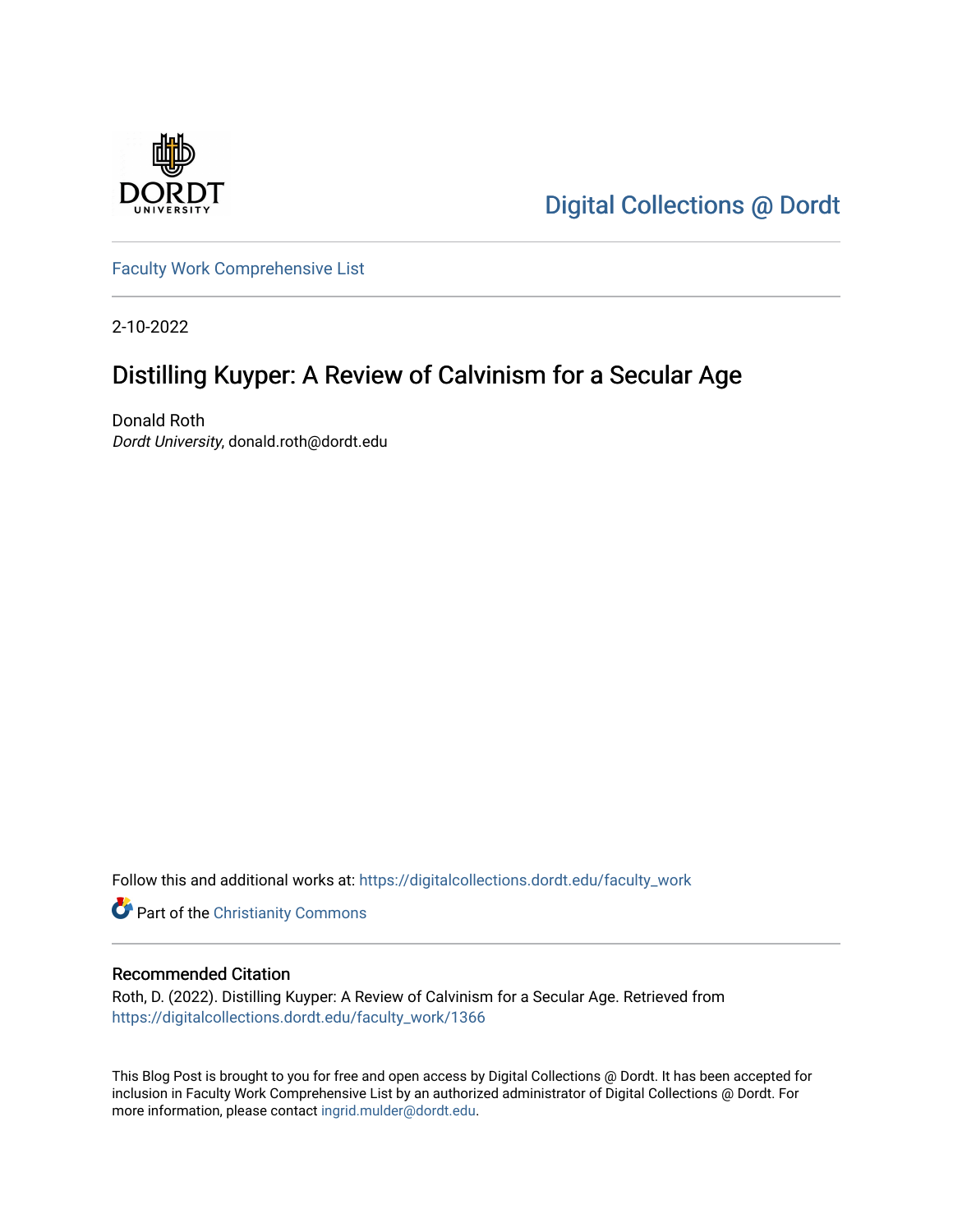Digital Collections @ Dordt

Faculty Work Comprehensive List

2-10-2022

# Distilling Kuyper: A Review of Calvinism for a Secular Age

Donald Roth
*Dordt University*, donald.roth@dordt.edu

Follow this and additional works at: https://digitalcollections.dordt.edu/faculty_work

Part of the Christianity Commons

## Recommended Citation

Roth, D. (2022). Distilling Kuyper: A Review of Calvinism for a Secular Age. Retrieved from https://digitalcollections.dordt.edu/faculty_work/1366

This Blog Post is brought to you for free and open access by Digital Collections @ Dordt. It has been accepted for inclusion in Faculty Work Comprehensive List by an authorized administrator of Digital Collections @ Dordt. For more information, please contact ingrid.mulder@dordt.edu.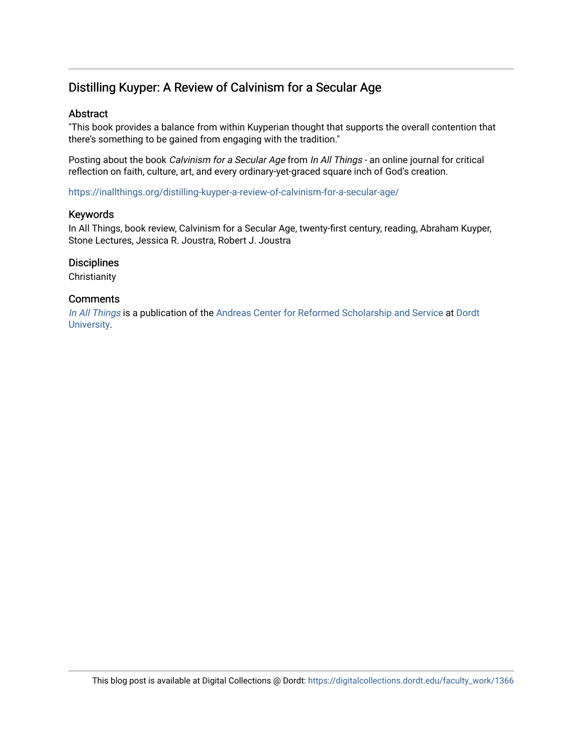## Distilling Kuyper: A Review of Calvinism for a Secular Age

### Abstract

"This book provides a balance from within Kuyperian thought that supports the overall contention that there's something to be gained from engaging with the tradition."

Posting about the book *Calvinism for a Secular Age* from *In All Things* - an online journal for critical reflection on faith, culture, art, and every ordinary-yet-graced square inch of God's creation.

https://inallthings.org/distilling-kuyper-a-review-of-calvinism-for-a-secular-age/

### Keywords

In All Things, book review, Calvinism for a Secular Age, twenty-first century, reading, Abraham Kuyper, Stone Lectures, Jessica R. Joustra, Robert J. Joustra

### Disciplines

Christianity

### Comments

*In All Things* is a publication of the Andreas Center for Reformed Scholarship and Service at Dordt University.

This blog post is available at Digital Collections @ Dordt: https://digitalcollections.dordt.edu/faculty_work/1366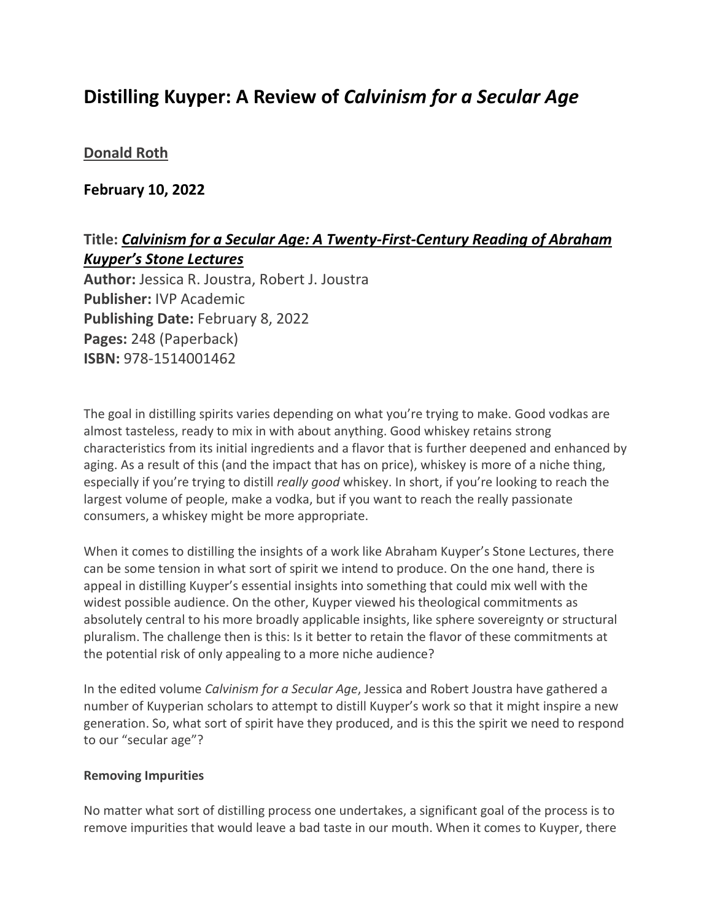# Distilling Kuyper: A Review of *Calvinism for a Secular Age*

**Donald Roth**

**February 10, 2022**

## Title: ***Calvinism for a Secular Age: A Twenty-First-Century Reading of Abraham Kuyper's Stone Lectures***

**Author:** Jessica R. Joustra, Robert J. Joustra
**Publisher:** IVP Academic
**Publishing Date:** February 8, 2022
**Pages:** 248 (Paperback)
**ISBN:** 978-1514001462

The goal in distilling spirits varies depending on what you're trying to make. Good vodkas are almost tasteless, ready to mix in with about anything. Good whiskey retains strong characteristics from its initial ingredients and a flavor that is further deepened and enhanced by aging. As a result of this (and the impact that has on price), whiskey is more of a niche thing, especially if you're trying to distill *really good* whiskey. In short, if you're looking to reach the largest volume of people, make a vodka, but if you want to reach the really passionate consumers, a whiskey might be more appropriate.

When it comes to distilling the insights of a work like Abraham Kuyper's Stone Lectures, there can be some tension in what sort of spirit we intend to produce. On the one hand, there is appeal in distilling Kuyper's essential insights into something that could mix well with the widest possible audience. On the other, Kuyper viewed his theological commitments as absolutely central to his more broadly applicable insights, like sphere sovereignty or structural pluralism. The challenge then is this: Is it better to retain the flavor of these commitments at the potential risk of only appealing to a more niche audience?

In the edited volume *Calvinism for a Secular Age*, Jessica and Robert Joustra have gathered a number of Kuyperian scholars to attempt to distill Kuyper's work so that it might inspire a new generation. So, what sort of spirit have they produced, and is this the spirit we need to respond to our "secular age"?

**Removing Impurities**

No matter what sort of distilling process one undertakes, a significant goal of the process is to remove impurities that would leave a bad taste in our mouth. When it comes to Kuyper, there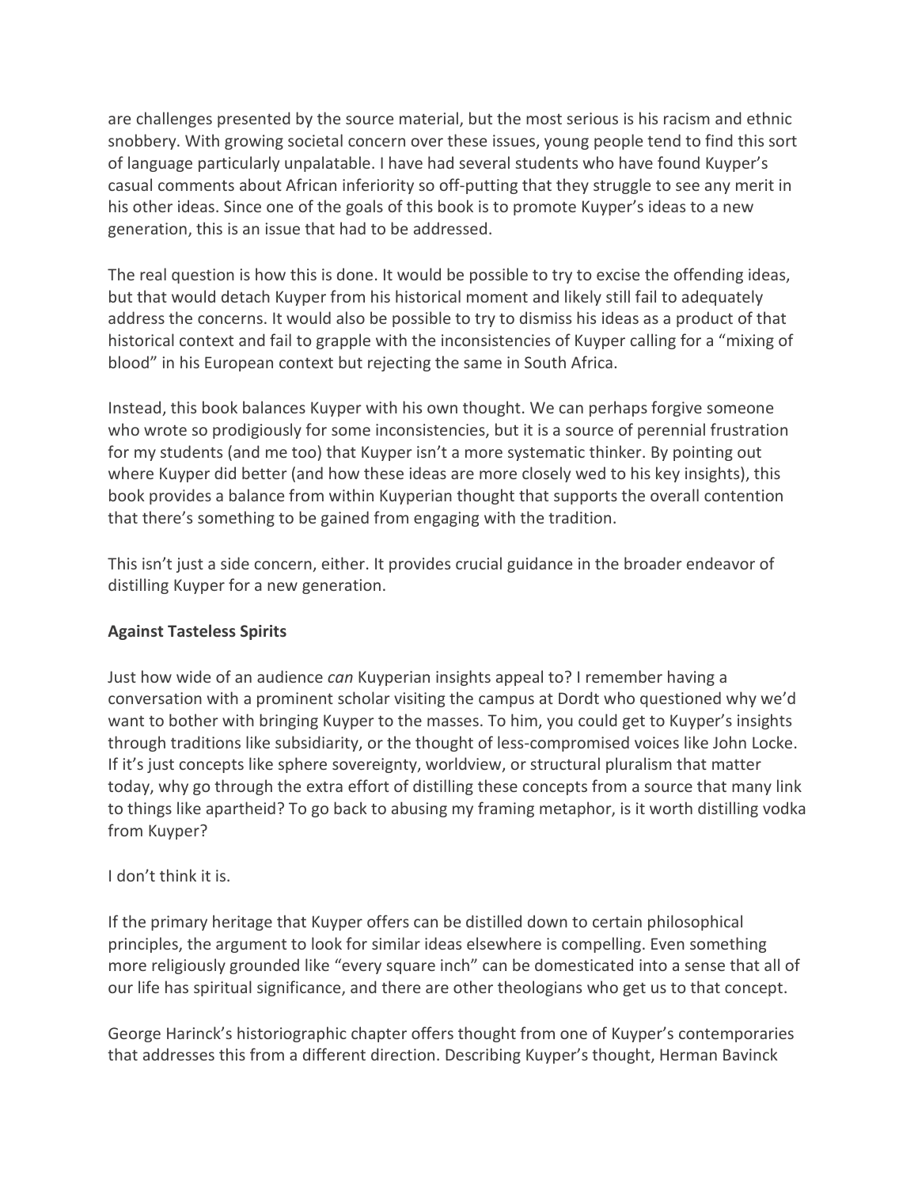are challenges presented by the source material, but the most serious is his racism and ethnic snobbery. With growing societal concern over these issues, young people tend to find this sort of language particularly unpalatable. I have had several students who have found Kuyper's casual comments about African inferiority so off-putting that they struggle to see any merit in his other ideas. Since one of the goals of this book is to promote Kuyper's ideas to a new generation, this is an issue that had to be addressed.

The real question is how this is done. It would be possible to try to excise the offending ideas, but that would detach Kuyper from his historical moment and likely still fail to adequately address the concerns. It would also be possible to try to dismiss his ideas as a product of that historical context and fail to grapple with the inconsistencies of Kuyper calling for a "mixing of blood" in his European context but rejecting the same in South Africa.

Instead, this book balances Kuyper with his own thought. We can perhaps forgive someone who wrote so prodigiously for some inconsistencies, but it is a source of perennial frustration for my students (and me too) that Kuyper isn't a more systematic thinker. By pointing out where Kuyper did better (and how these ideas are more closely wed to his key insights), this book provides a balance from within Kuyperian thought that supports the overall contention that there's something to be gained from engaging with the tradition.

This isn't just a side concern, either. It provides crucial guidance in the broader endeavor of distilling Kuyper for a new generation.

**Against Tasteless Spirits**

Just how wide of an audience *can* Kuyperian insights appeal to? I remember having a conversation with a prominent scholar visiting the campus at Dordt who questioned why we'd want to bother with bringing Kuyper to the masses. To him, you could get to Kuyper's insights through traditions like subsidiarity, or the thought of less-compromised voices like John Locke. If it's just concepts like sphere sovereignty, worldview, or structural pluralism that matter today, why go through the extra effort of distilling these concepts from a source that many link to things like apartheid? To go back to abusing my framing metaphor, is it worth distilling vodka from Kuyper?

I don't think it is.

If the primary heritage that Kuyper offers can be distilled down to certain philosophical principles, the argument to look for similar ideas elsewhere is compelling. Even something more religiously grounded like "every square inch" can be domesticated into a sense that all of our life has spiritual significance, and there are other theologians who get us to that concept.

George Harinck's historiographic chapter offers thought from one of Kuyper's contemporaries that addresses this from a different direction. Describing Kuyper's thought, Herman Bavinck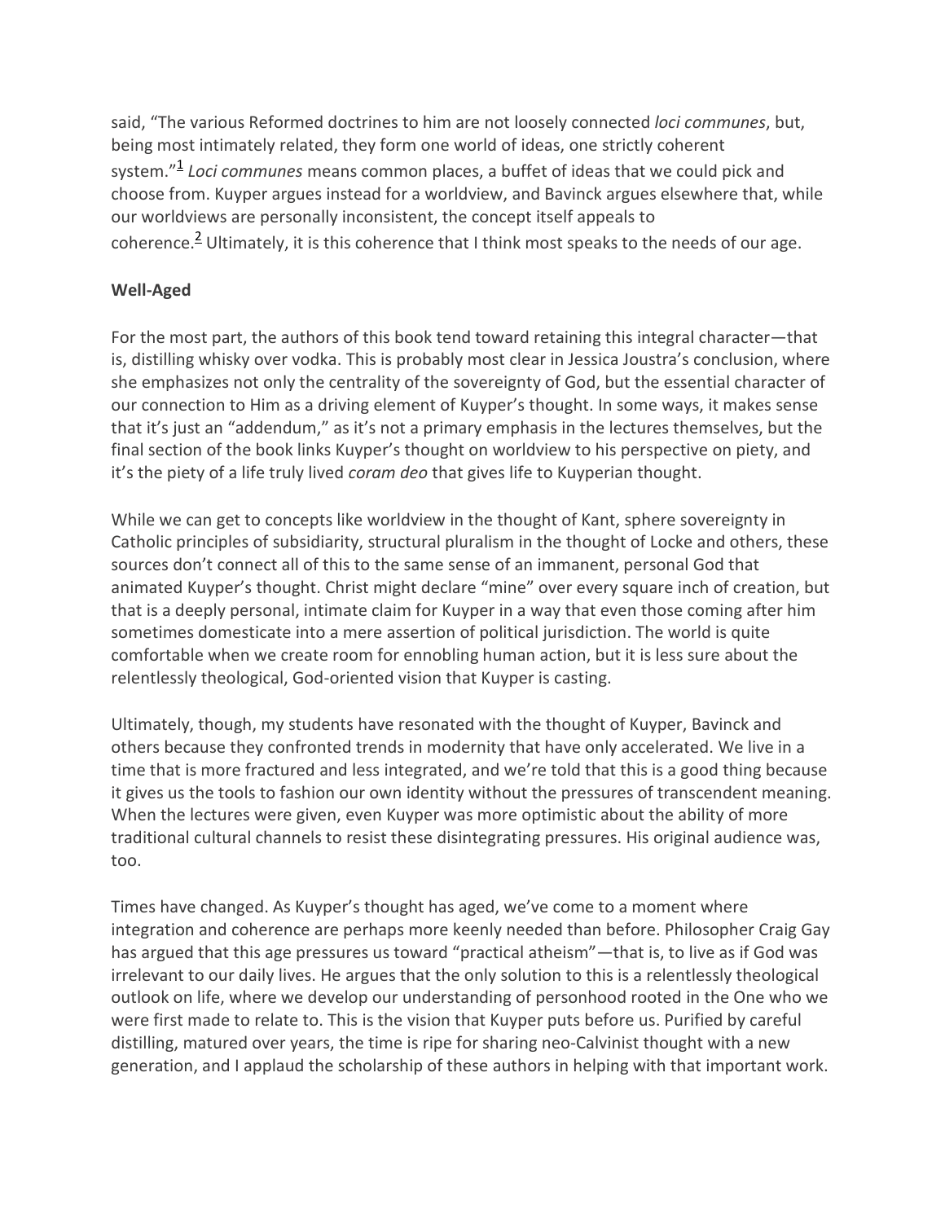said, “The various Reformed doctrines to him are not loosely connected *loci communes*, but, being most intimately related, they form one world of ideas, one strictly coherent system.”[1] *Loci communes* means common places, a buffet of ideas that we could pick and choose from. Kuyper argues instead for a worldview, and Bavinck argues elsewhere that, while our worldviews are personally inconsistent, the concept itself appeals to coherence.[2] Ultimately, it is this coherence that I think most speaks to the needs of our age.

**Well-Aged**

For the most part, the authors of this book tend toward retaining this integral character—that is, distilling whisky over vodka. This is probably most clear in Jessica Joustra’s conclusion, where she emphasizes not only the centrality of the sovereignty of God, but the essential character of our connection to Him as a driving element of Kuyper’s thought. In some ways, it makes sense that it’s just an “addendum,” as it’s not a primary emphasis in the lectures themselves, but the final section of the book links Kuyper’s thought on worldview to his perspective on piety, and it’s the piety of a life truly lived *coram deo* that gives life to Kuyperian thought.

While we can get to concepts like worldview in the thought of Kant, sphere sovereignty in Catholic principles of subsidiarity, structural pluralism in the thought of Locke and others, these sources don’t connect all of this to the same sense of an immanent, personal God that animated Kuyper’s thought. Christ might declare “mine” over every square inch of creation, but that is a deeply personal, intimate claim for Kuyper in a way that even those coming after him sometimes domesticate into a mere assertion of political jurisdiction. The world is quite comfortable when we create room for ennobling human action, but it is less sure about the relentlessly theological, God-oriented vision that Kuyper is casting.

Ultimately, though, my students have resonated with the thought of Kuyper, Bavinck and others because they confronted trends in modernity that have only accelerated. We live in a time that is more fractured and less integrated, and we’re told that this is a good thing because it gives us the tools to fashion our own identity without the pressures of transcendent meaning. When the lectures were given, even Kuyper was more optimistic about the ability of more traditional cultural channels to resist these disintegrating pressures. His original audience was, too.

Times have changed. As Kuyper’s thought has aged, we’ve come to a moment where integration and coherence are perhaps more keenly needed than before. Philosopher Craig Gay has argued that this age pressures us toward “practical atheism”—that is, to live as if God was irrelevant to our daily lives. He argues that the only solution to this is a relentlessly theological outlook on life, where we develop our understanding of personhood rooted in the One who we were first made to relate to. This is the vision that Kuyper puts before us. Purified by careful distilling, matured over years, the time is ripe for sharing neo-Calvinist thought with a new generation, and I applaud the scholarship of these authors in helping with that important work.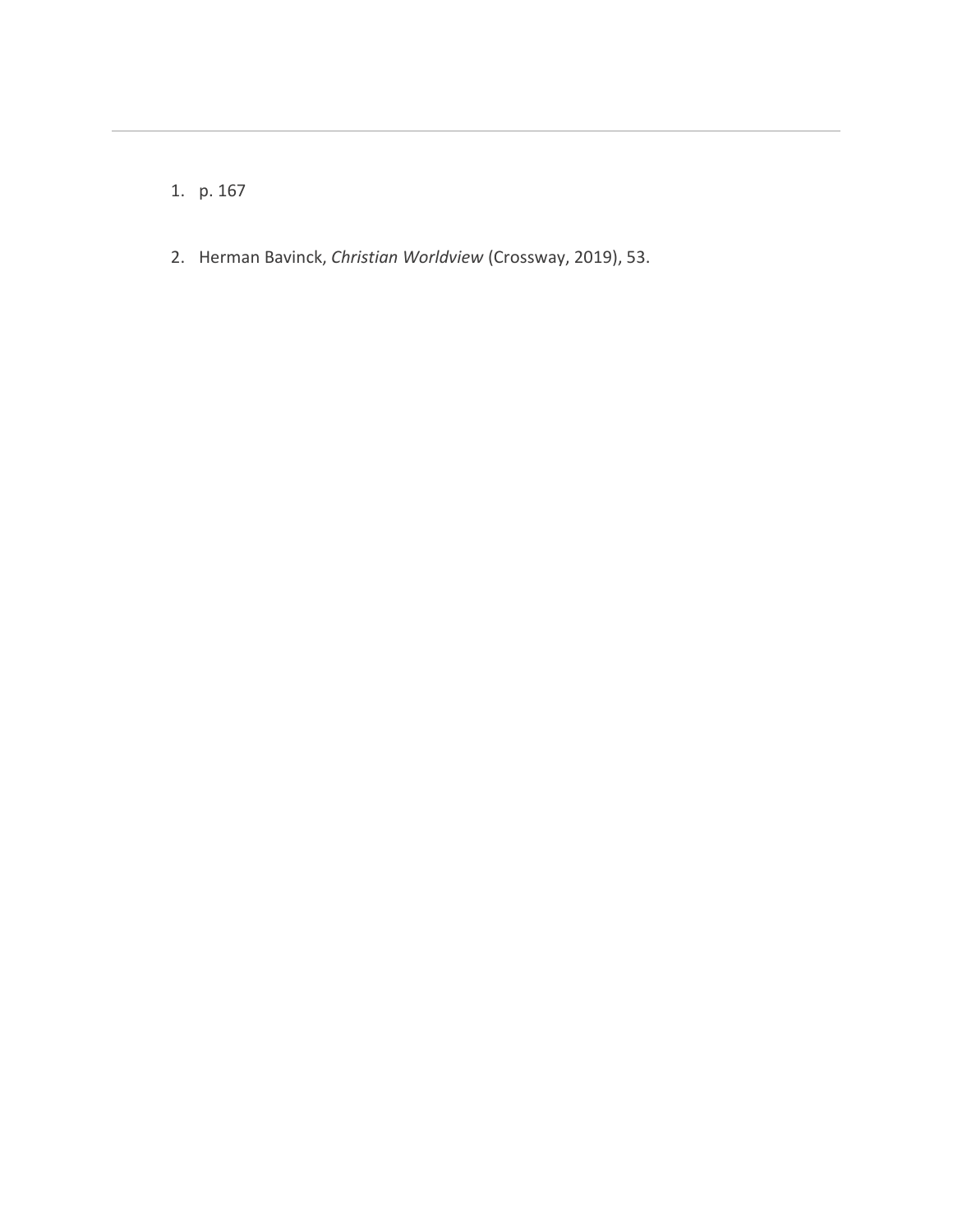---

1. p. 167

2. Herman Bavinck, *Christian Worldview* (Crossway, 2019), 53.